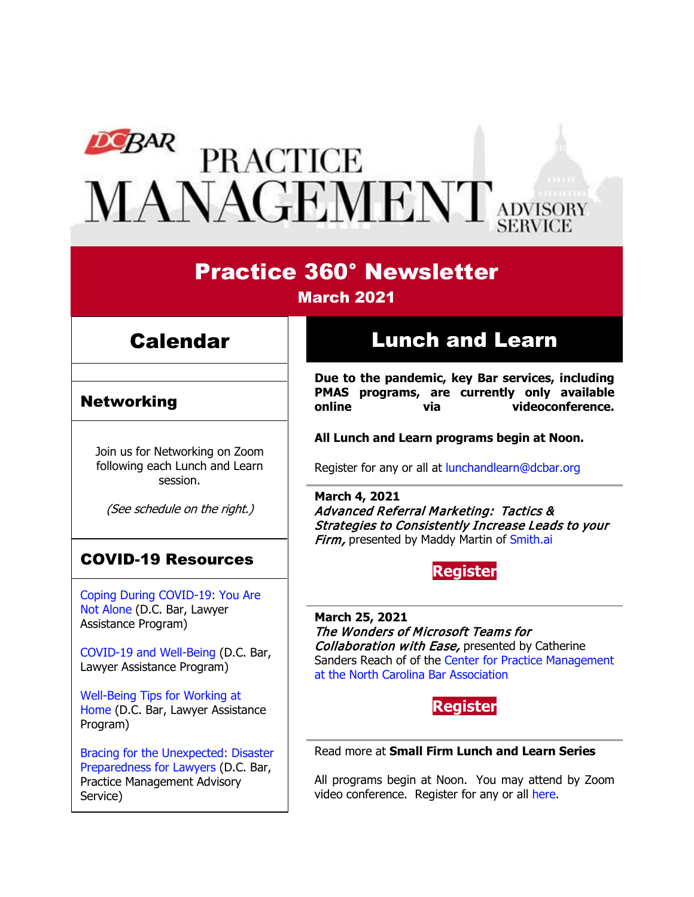# DC BAR PRACTICE MANAGEMENT ADVISORY SERVICE

## Practice 360° Newsletter

**March 2021**

## Calendar

### Networking

Join us for Networking on Zoom following each Lunch and Learn session.

*(See schedule on the right.)*

### COVID-19 Resources

Coping During COVID-19: You Are Not Alone (D.C. Bar, Lawyer Assistance Program)

COVID-19 and Well-Being (D.C. Bar, Lawyer Assistance Program)

Well-Being Tips for Working at Home (D.C. Bar, Lawyer Assistance Program)

Bracing for the Unexpected: Disaster Preparedness for Lawyers (D.C. Bar, Practice Management Advisory Service)

## Lunch and Learn

**Due to the pandemic, key Bar services, including PMAS programs, are currently only available online via videoconference.**

**All Lunch and Learn programs begin at Noon.**

Register for any or all at lunchandlearn@dcbar.org

**March 4, 2021**
***Advanced Referral Marketing: Tactics & Strategies to Consistently Increase Leads to your Firm,*** presented by Maddy Martin of Smith.ai

**Register**

**March 25, 2021**
***The Wonders of Microsoft Teams for Collaboration with Ease,*** presented by Catherine Sanders Reach of of the Center for Practice Management at the North Carolina Bar Association

**Register**

Read more at **Small Firm Lunch and Learn Series**

All programs begin at Noon. You may attend by Zoom video conference. Register for any or all here.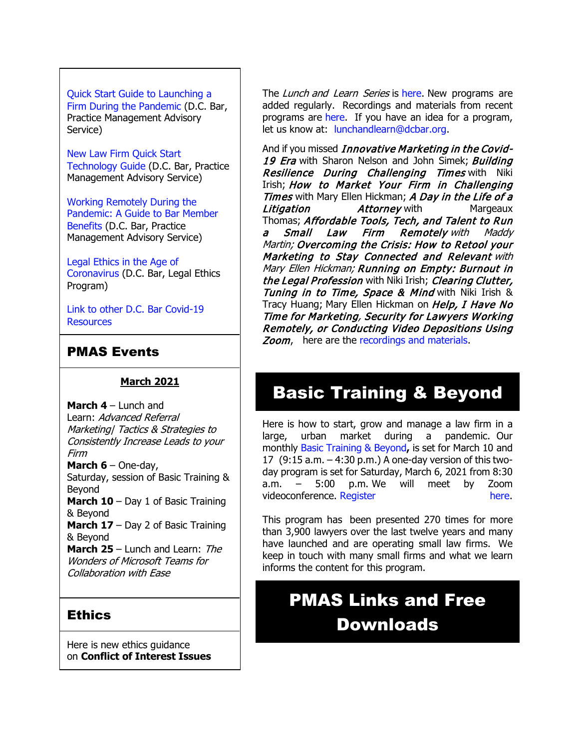Quick Start Guide to Launching a Firm During the Pandemic (D.C. Bar, Practice Management Advisory Service)

New Law Firm Quick Start Technology Guide (D.C. Bar, Practice Management Advisory Service)

Working Remotely During the Pandemic: A Guide to Bar Member Benefits (D.C. Bar, Practice Management Advisory Service)

Legal Ethics in the Age of Coronavirus (D.C. Bar, Legal Ethics Program)

Link to other D.C. Bar Covid-19 Resources

## PMAS Events

**March 2021**

**March 4** – Lunch and Learn: *Advanced Referral Marketing| Tactics & Strategies to Consistently Increase Leads to your Firm*
**March 6** – One-day, Saturday, session of Basic Training & Beyond
**March 10** – Day 1 of Basic Training & Beyond
**March 17** – Day 2 of Basic Training & Beyond
**March 25** – Lunch and Learn: *The Wonders of Microsoft Teams for Collaboration with Ease*

## Ethics

Here is new ethics guidance on **Conflict of Interest Issues**

The *Lunch and Learn Series* is here. New programs are added regularly. Recordings and materials from recent programs are here. If you have an idea for a program, let us know at: lunchandlearn@dcbar.org.

And if you missed ***Innovative Marketing in the Covid-19 Era*** with Sharon Nelson and John Simek; ***Building Resilience During Challenging Times*** with Niki Irish; ***How to Market Your Firm in Challenging Times*** with Mary Ellen Hickman; ***A Day in the Life of a Litigation Attorney*** with Margeaux Thomas; ***Affordable Tools, Tech, and Talent to Run a Small Law Firm Remotely*** *with Maddy Martin;* ***Overcoming the Crisis: How to Retool your Marketing to Stay Connected and Relevant*** *with Mary Ellen Hickman;* ***Running on Empty: Burnout in the Legal Profession*** with Niki Irish; ***Clearing Clutter, Tuning in to Time, Space & Mind*** with Niki Irish & Tracy Huang; Mary Ellen Hickman on ***Help, I Have No Time for Marketing***, ***Security for Lawyers Working Remotely, or Conducting Video Depositions Using Zoom***, here are the recordings and materials.

## Basic Training & Beyond

Here is how to start, grow and manage a law firm in a large, urban market during a pandemic. Our monthly Basic Training & Beyond**,** is set for March 10 and 17 (9:15 a.m. – 4:30 p.m.) A one-day version of this two-day program is set for Saturday, March 6, 2021 from 8:30 a.m. – 5:00 p.m. We will meet by Zoom videoconference. Register here.

This program has been presented 270 times for more than 3,900 lawyers over the last twelve years and many have launched and are operating small law firms. We keep in touch with many small firms and what we learn informs the content for this program.

## PMAS Links and Free Downloads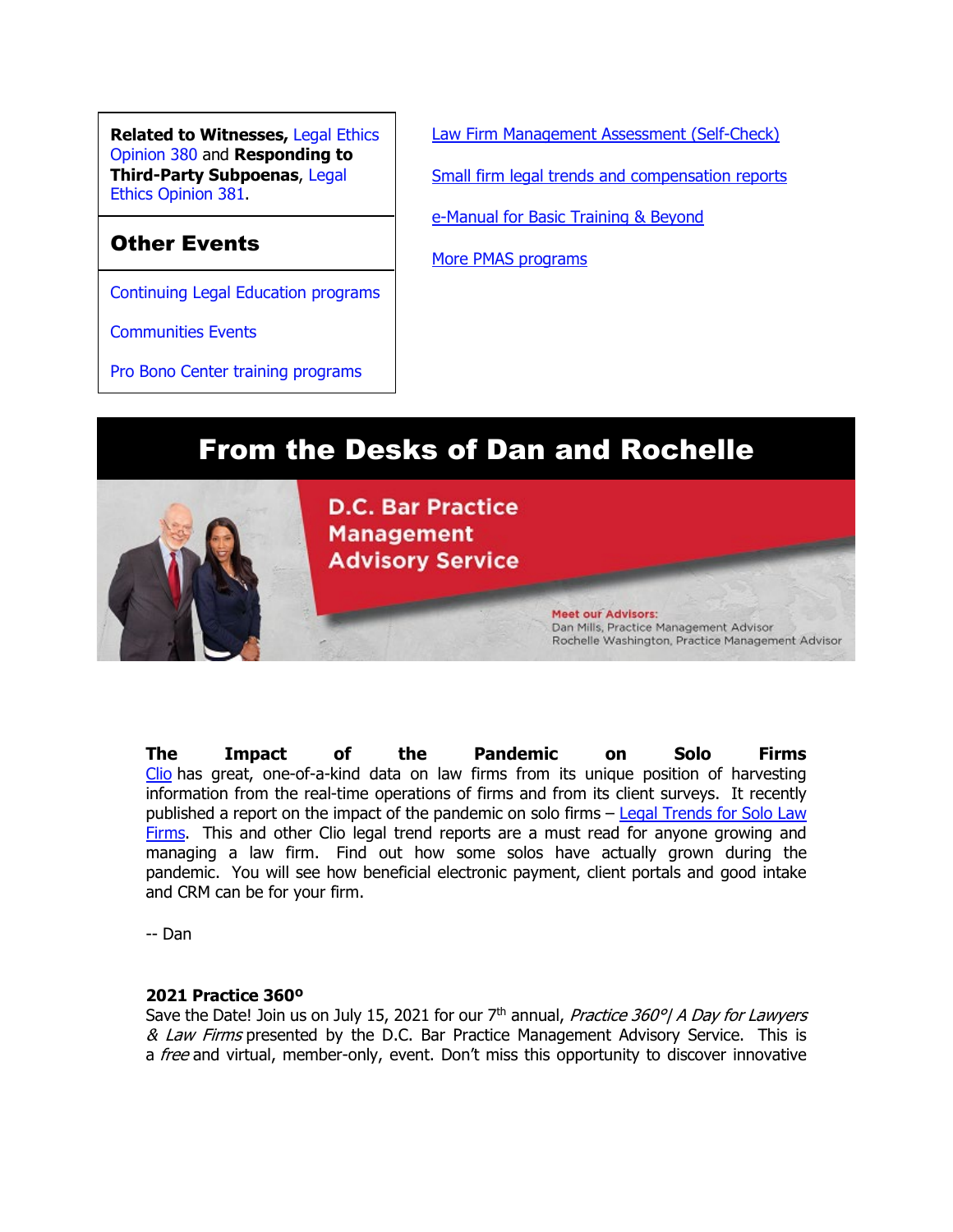**Related to Witnesses,** Legal Ethics Opinion 380 and **Responding to Third-Party Subpoenas**, Legal Ethics Opinion 381.

## Other Events

Continuing Legal Education programs

Communities Events

Pro Bono Center training programs

Law Firm Management Assessment (Self-Check)

Small firm legal trends and compensation reports

e-Manual for Basic Training & Beyond

More PMAS programs

# From the Desks of Dan and Rochelle

D.C. Bar Practice Management Advisory Service

Meet our Advisors:
Dan Mills, Practice Management Advisor
Rochelle Washington, Practice Management Advisor

**The Impact of the Pandemic on Solo Firms**
Clio has great, one-of-a-kind data on law firms from its unique position of harvesting information from the real-time operations of firms and from its client surveys. It recently published a report on the impact of the pandemic on solo firms – Legal Trends for Solo Law Firms. This and other Clio legal trend reports are a must read for anyone growing and managing a law firm. Find out how some solos have actually grown during the pandemic. You will see how beneficial electronic payment, client portals and good intake and CRM can be for your firm.

-- Dan

**2021 Practice 360º**
Save the Date! Join us on July 15, 2021 for our 7th annual, *Practice 360°| A Day for Lawyers & Law Firms* presented by the D.C. Bar Practice Management Advisory Service. This is a *free* and virtual, member-only, event. Don't miss this opportunity to discover innovative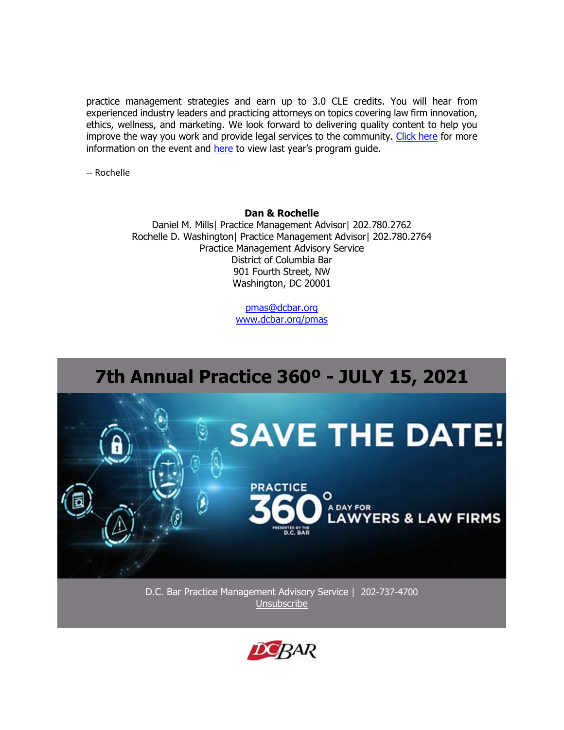practice management strategies and earn up to 3.0 CLE credits. You will hear from experienced industry leaders and practicing attorneys on topics covering law firm innovation, ethics, wellness, and marketing. We look forward to delivering quality content to help you improve the way you work and provide legal services to the community. Click here for more information on the event and here to view last year's program guide.

-- Rochelle

**Dan & Rochelle**
Daniel M. Mills| Practice Management Advisor| 202.780.2762
Rochelle D. Washington| Practice Management Advisor| 202.780.2764
Practice Management Advisory Service
District of Columbia Bar
901 Fourth Street, NW
Washington, DC 20001

pmas@dcbar.org
www.dcbar.org/pmas

# 7th Annual Practice 360º - JULY 15, 2021

SAVE THE DATE!

PRACTICE 360° A DAY FOR LAWYERS & LAW FIRMS

PRESENTED BY THE D.C. BAR

D.C. Bar Practice Management Advisory Service | 202-737-4700
Unsubscribe

DCBAR